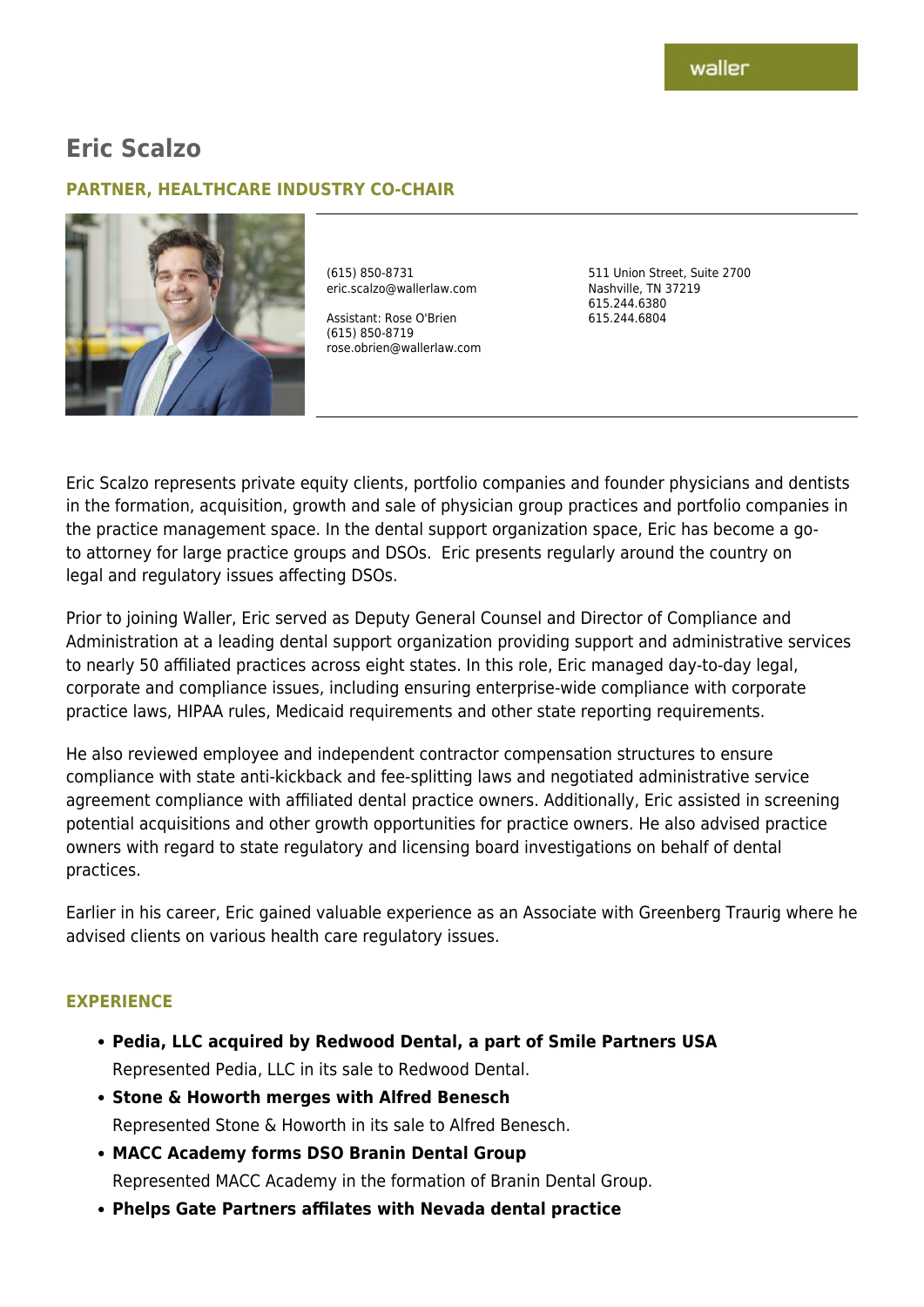waller

# Eric Scalzo

## PARTNER, HEALTHCARE INDUSTRY CO-CHAIR

(615) 850-8731
eric.scalzo@wallerlaw.com

Assistant: Rose O'Brien
(615) 850-8719
rose.obrien@wallerlaw.com

511 Union Street, Suite 2700
Nashville, TN 37219
615.244.6380
615.244.6804

Eric Scalzo represents private equity clients, portfolio companies and founder physicians and dentists in the formation, acquisition, growth and sale of physician group practices and portfolio companies in the practice management space. In the dental support organization space, Eric has become a go-to attorney for large practice groups and DSOs. Eric presents regularly around the country on legal and regulatory issues affecting DSOs.

Prior to joining Waller, Eric served as Deputy General Counsel and Director of Compliance and Administration at a leading dental support organization providing support and administrative services to nearly 50 affiliated practices across eight states. In this role, Eric managed day-to-day legal, corporate and compliance issues, including ensuring enterprise-wide compliance with corporate practice laws, HIPAA rules, Medicaid requirements and other state reporting requirements.

He also reviewed employee and independent contractor compensation structures to ensure compliance with state anti-kickback and fee-splitting laws and negotiated administrative service agreement compliance with affiliated dental practice owners. Additionally, Eric assisted in screening potential acquisitions and other growth opportunities for practice owners. He also advised practice owners with regard to state regulatory and licensing board investigations on behalf of dental practices.

Earlier in his career, Eric gained valuable experience as an Associate with Greenberg Traurig where he advised clients on various health care regulatory issues.

## EXPERIENCE

- **Pedia, LLC acquired by Redwood Dental, a part of Smile Partners USA**
  Represented Pedia, LLC in its sale to Redwood Dental.
- **Stone & Howorth merges with Alfred Benesch**
  Represented Stone & Howorth in its sale to Alfred Benesch.
- **MACC Academy forms DSO Branin Dental Group**
  Represented MACC Academy in the formation of Branin Dental Group.
- **Phelps Gate Partners affilates with Nevada dental practice**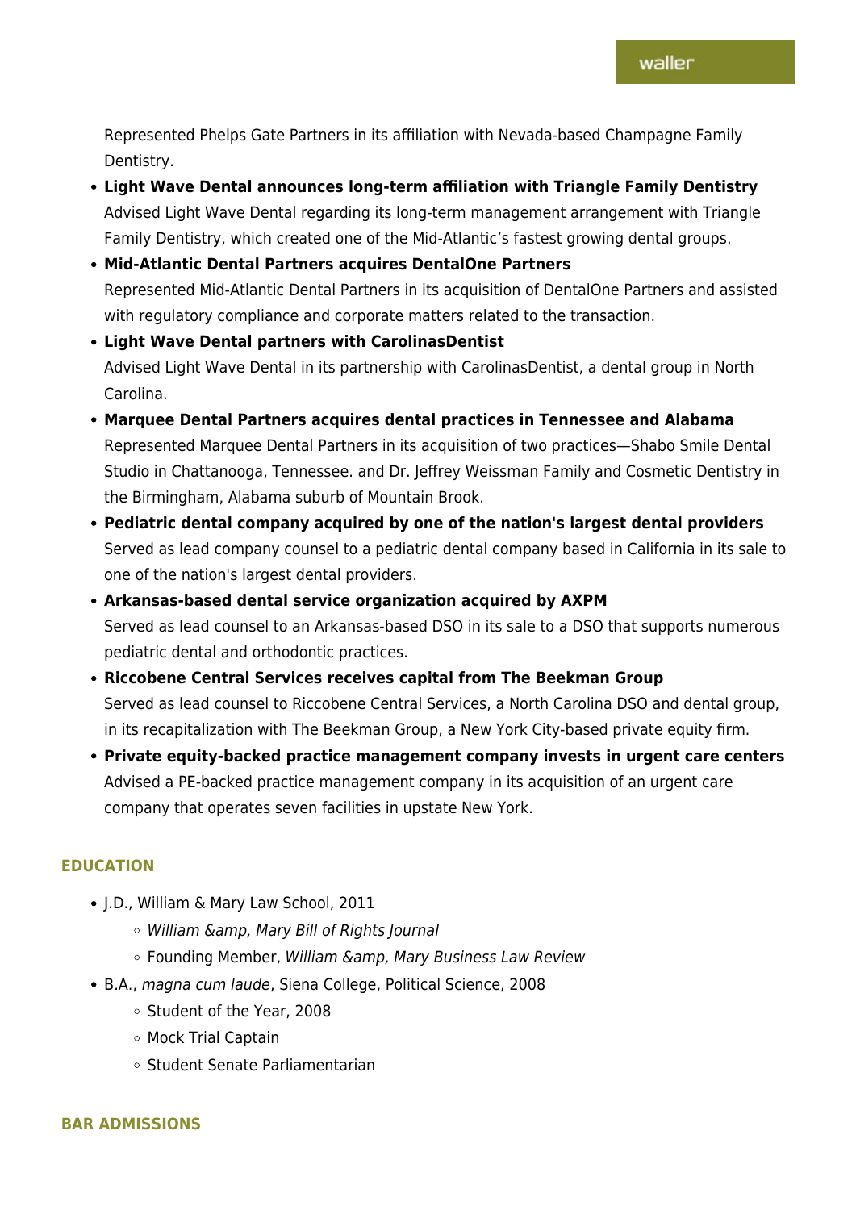Represented Phelps Gate Partners in its affiliation with Nevada-based Champagne Family Dentistry.

- **Light Wave Dental announces long-term affiliation with Triangle Family Dentistry**
  Advised Light Wave Dental regarding its long-term management arrangement with Triangle Family Dentistry, which created one of the Mid-Atlantic's fastest growing dental groups.
- **Mid-Atlantic Dental Partners acquires DentalOne Partners**
  Represented Mid-Atlantic Dental Partners in its acquisition of DentalOne Partners and assisted with regulatory compliance and corporate matters related to the transaction.
- **Light Wave Dental partners with CarolinasDentist**
  Advised Light Wave Dental in its partnership with CarolinasDentist, a dental group in North Carolina.
- **Marquee Dental Partners acquires dental practices in Tennessee and Alabama**
  Represented Marquee Dental Partners in its acquisition of two practices—Shabo Smile Dental Studio in Chattanooga, Tennessee. and Dr. Jeffrey Weissman Family and Cosmetic Dentistry in the Birmingham, Alabama suburb of Mountain Brook.
- **Pediatric dental company acquired by one of the nation's largest dental providers**
  Served as lead company counsel to a pediatric dental company based in California in its sale to one of the nation's largest dental providers.
- **Arkansas-based dental service organization acquired by AXPM**
  Served as lead counsel to an Arkansas-based DSO in its sale to a DSO that supports numerous pediatric dental and orthodontic practices.
- **Riccobene Central Services receives capital from The Beekman Group**
  Served as lead counsel to Riccobene Central Services, a North Carolina DSO and dental group, in its recapitalization with The Beekman Group, a New York City-based private equity firm.
- **Private equity-backed practice management company invests in urgent care centers**
  Advised a PE-backed practice management company in its acquisition of an urgent care company that operates seven facilities in upstate New York.

## EDUCATION

- J.D., William & Mary Law School, 2011
  - *William &amp, Mary Bill of Rights Journal*
  - Founding Member, *William &amp, Mary Business Law Review*
- B.A., *magna cum laude*, Siena College, Political Science, 2008
  - Student of the Year, 2008
  - Mock Trial Captain
  - Student Senate Parliamentarian

## BAR ADMISSIONS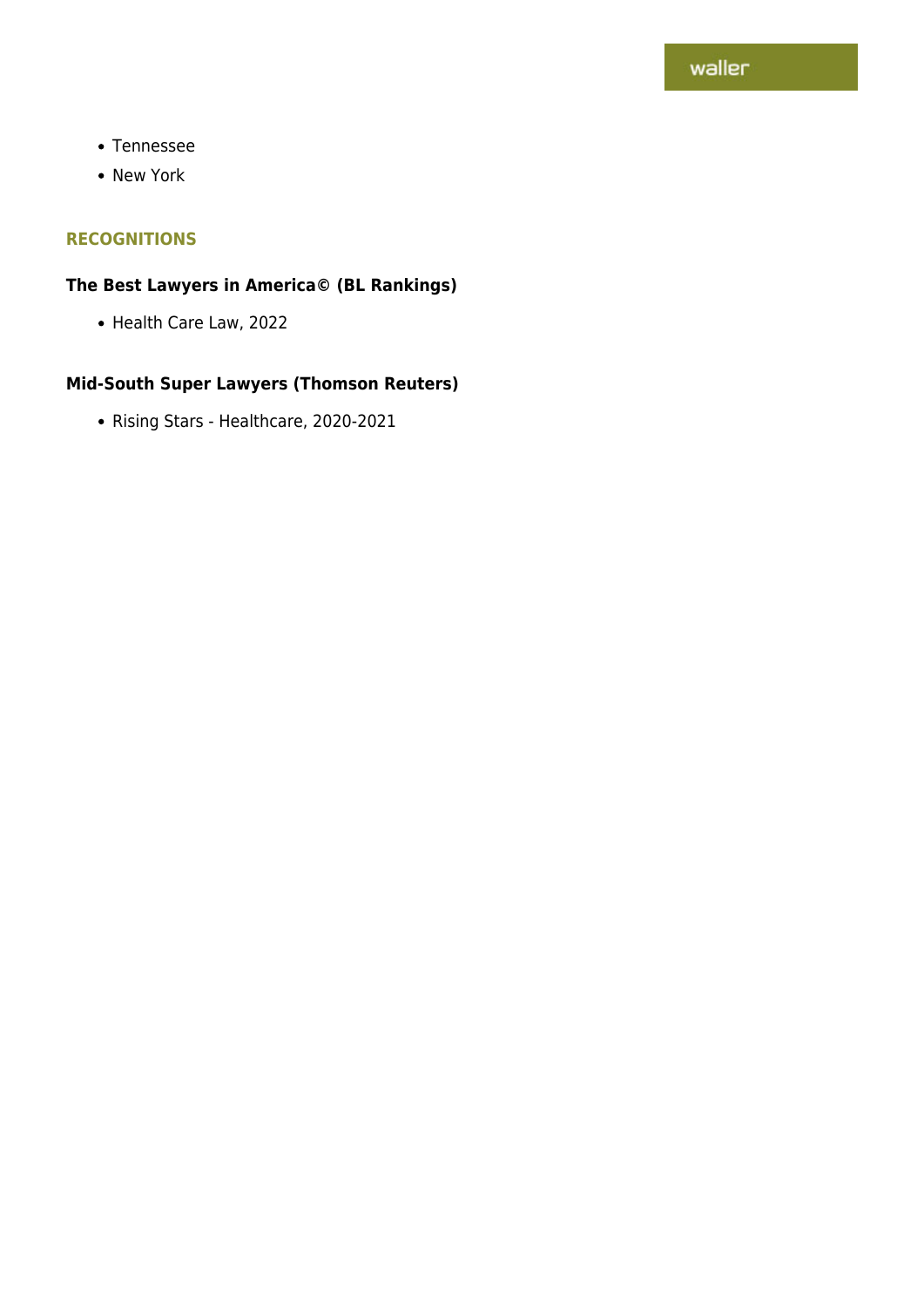- Tennessee
- New York

## RECOGNITIONS

### The Best Lawyers in America© (BL Rankings)

- Health Care Law, 2022

### Mid-South Super Lawyers (Thomson Reuters)

- Rising Stars - Healthcare, 2020-2021